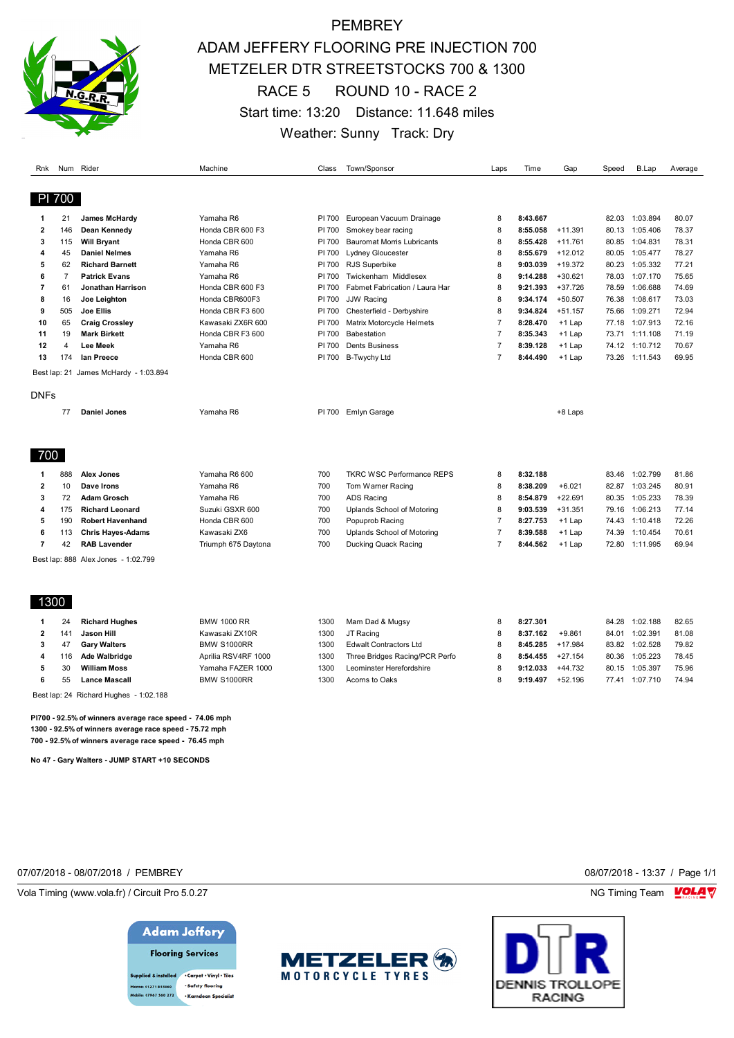# PEMBREY

## ADAM JEFFERY FLOORING PRE INJECTION 700
## METZELER DTR STREETSTOCKS 700 & 1300
## RACE 5 ROUND 10 - RACE 2

Start time: 13:20 Distance: 11.648 miles

Weather: Sunny Track: Dry

### PI 700

| Rnk | Num | Rider | Machine | Class | Town/Sponsor | Laps | Time | Gap | Speed | B.Lap | Average |
|---|---|---|---|---|---|---|---|---|---|---|---|
| 1 | 21 | **James McHardy** | Yamaha R6 | PI 700 | European Vacuum Drainage | 8 | **8:43.667** | | 82.03 | 1:03.894 | 80.07 |
| 2 | 146 | **Dean Kennedy** | Honda CBR 600 F3 | PI 700 | Smokey bear racing | 8 | **8:55.058** | +11.391 | 80.13 | 1:05.406 | 78.37 |
| 3 | 115 | **Will Bryant** | Honda CBR 600 | PI 700 | Bauromat Morris Lubricants | 8 | **8:55.428** | +11.761 | 80.85 | 1:04.831 | 78.31 |
| 4 | 45 | **Daniel Nelmes** | Yamaha R6 | PI 700 | Lydney Gloucester | 8 | **8:55.679** | +12.012 | 80.05 | 1:05.477 | 78.27 |
| 5 | 62 | **Richard Barnett** | Yamaha R6 | PI 700 | RJS Superbike | 8 | **9:03.039** | +19.372 | 80.23 | 1:05.332 | 77.21 |
| 6 | 7 | **Patrick Evans** | Yamaha R6 | PI 700 | Twickenham Middlesex | 8 | **9:14.288** | +30.621 | 78.03 | 1:07.170 | 75.65 |
| 7 | 61 | **Jonathan Harrison** | Honda CBR 600 F3 | PI 700 | Fabmet Fabrication / Laura Har | 8 | **9:21.393** | +37.726 | 78.59 | 1:06.688 | 74.69 |
| 8 | 16 | **Joe Leighton** | Honda CBR600F3 | PI 700 | JJW Racing | 8 | **9:34.174** | +50.507 | 76.38 | 1:08.617 | 73.03 |
| 9 | 505 | **Joe Ellis** | Honda CBR F3 600 | PI 700 | Chesterfield - Derbyshire | 8 | **9:34.824** | +51.157 | 75.66 | 1:09.271 | 72.94 |
| 10 | 65 | **Craig Crossley** | Kawasaki ZX6R 600 | PI 700 | Matrix Motorcycle Helmets | 7 | **8:28.470** | +1 Lap | 77.18 | 1:07.913 | 72.16 |
| 11 | 19 | **Mark Birkett** | Honda CBR F3 600 | PI 700 | Babestation | 7 | **8:35.343** | +1 Lap | 73.71 | 1:11.108 | 71.19 |
| 12 | 4 | **Lee Meek** | Yamaha R6 | PI 700 | Dents Business | 7 | **8:39.128** | +1 Lap | 74.12 | 1:10.712 | 70.67 |
| 13 | 174 | **Ian Preece** | Honda CBR 600 | PI 700 | B-Twychy Ltd | 7 | **8:44.490** | +1 Lap | 73.26 | 1:11.543 | 69.95 |

Best lap: 21 James McHardy - 1:03.894

#### DNFs

| Rnk | Num | Rider | Machine | Class | Town/Sponsor | Laps | Time | Gap | Speed | B.Lap | Average |
|---|---|---|---|---|---|---|---|---|---|---|---|
| | 77 | **Daniel Jones** | Yamaha R6 | PI 700 | Emlyn Garage | | | +8 Laps | | | |

### 700

| Rnk | Num | Rider | Machine | Class | Town/Sponsor | Laps | Time | Gap | Speed | B.Lap | Average |
|---|---|---|---|---|---|---|---|---|---|---|---|
| 1 | 888 | **Alex Jones** | Yamaha R6 600 | 700 | TKRC WSC Performance REPS | 8 | **8:32.188** | | 83.46 | 1:02.799 | 81.86 |
| 2 | 10 | **Dave Irons** | Yamaha R6 | 700 | Tom Warner Racing | 8 | **8:38.209** | +6.021 | 82.87 | 1:03.245 | 80.91 |
| 3 | 72 | **Adam Grosch** | Yamaha R6 | 700 | ADS Racing | 8 | **8:54.879** | +22.691 | 80.35 | 1:05.233 | 78.39 |
| 4 | 175 | **Richard Leonard** | Suzuki GSXR 600 | 700 | Uplands School of Motoring | 8 | **9:03.539** | +31.351 | 79.16 | 1:06.213 | 77.14 |
| 5 | 190 | **Robert Havenhand** | Honda CBR 600 | 700 | Popuprob Racing | 7 | **8:27.753** | +1 Lap | 74.43 | 1:10.418 | 72.26 |
| 6 | 113 | **Chris Hayes-Adams** | Kawasaki ZX6 | 700 | Uplands School of Motoring | 7 | **8:39.588** | +1 Lap | 74.39 | 1:10.454 | 70.61 |
| 7 | 42 | **RAB Lavender** | Triumph 675 Daytona | 700 | Ducking Quack Racing | 7 | **8:44.562** | +1 Lap | 72.80 | 1:11.995 | 69.94 |

Best lap: 888 Alex Jones - 1:02.799

### 1300

| Rnk | Num | Rider | Machine | Class | Town/Sponsor | Laps | Time | Gap | Speed | B.Lap | Average |
|---|---|---|---|---|---|---|---|---|---|---|---|
| 1 | 24 | **Richard Hughes** | BMW 1000 RR | 1300 | Mam Dad & Mugsy | 8 | **8:27.301** | | 84.28 | 1:02.188 | 82.65 |
| 2 | 141 | **Jason Hill** | Kawasaki ZX10R | 1300 | JT Racing | 8 | **8:37.162** | +9.861 | 84.01 | 1:02.391 | 81.08 |
| 3 | 47 | **Gary Walters** | BMW S1000RR | 1300 | Edwalt Contractors Ltd | 8 | **8:45.285** | +17.984 | 83.82 | 1:02.528 | 79.82 |
| 4 | 116 | **Ade Walbridge** | Aprilia RSV4RF 1000 | 1300 | Three Bridges Racing/PCR Perfo | 8 | **8:54.455** | +27.154 | 80.36 | 1:05.223 | 78.45 |
| 5 | 30 | **William Moss** | Yamaha FAZER 1000 | 1300 | Leominster Herefordshire | 8 | **9:12.033** | +44.732 | 80.15 | 1:05.397 | 75.96 |
| 6 | 55 | **Lance Mascall** | BMW S1000RR | 1300 | Acorns to Oaks | 8 | **9:19.497** | +52.196 | 77.41 | 1:07.710 | 74.94 |

Best lap: 24 Richard Hughes - 1:02.188

**PI700 - 92.5% of winners average race speed - 74.06 mph**
**1300 - 92.5% of winners average race speed - 75.72 mph**
**700 - 92.5% of winners average race speed - 76.45 mph**

**No 47 - Gary Walters - JUMP START +10 SECONDS**

07/07/2018 - 08/07/2018 / PEMBREY 08/07/2018 - 13:37 / Page 1/1

Vola Timing (www.vola.fr) / Circuit Pro 5.0.27 NG Timing Team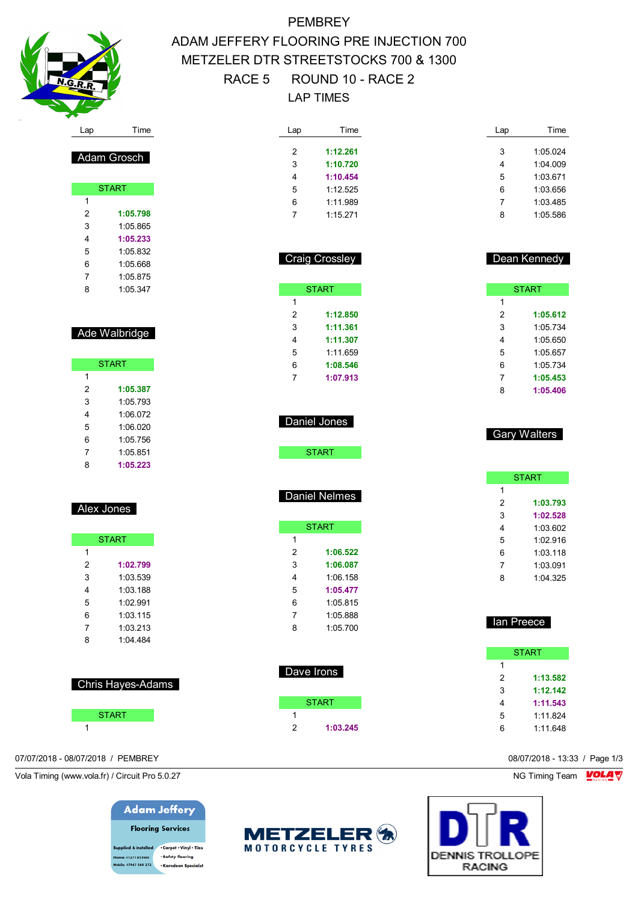# PEMBREY

## ADAM JEFFERY FLOORING PRE INJECTION 700
## METZELER DTR STREETSTOCKS 700 & 1300
## RACE 5 ROUND 10 - RACE 2
## LAP TIMES

### Adam Grosch

| Lap | Time |
|---|---|
| START | |
| 1 | |
| 2 | **1:05.798** |
| 3 | 1:05.865 |
| 4 | **1:05.233** |
| 5 | 1:05.832 |
| 6 | 1:05.668 |
| 7 | 1:05.875 |
| 8 | 1:05.347 |

### Ade Walbridge

| Lap | Time |
|---|---|
| START | |
| 1 | |
| 2 | **1:05.387** |
| 3 | 1:05.793 |
| 4 | 1:06.072 |
| 5 | 1:06.020 |
| 6 | 1:05.756 |
| 7 | 1:05.851 |
| 8 | **1:05.223** |

### Alex Jones

| Lap | Time |
|---|---|
| START | |
| 1 | |
| 2 | **1:02.799** |
| 3 | 1:03.539 |
| 4 | 1:03.188 |
| 5 | 1:02.991 |
| 6 | 1:03.115 |
| 7 | 1:03.213 |
| 8 | 1:04.484 |

### Chris Hayes-Adams

| Lap | Time |
|---|---|
| START | |
| 1 | |
| 2 | **1:12.261** |
| 3 | **1:10.720** |
| 4 | **1:10.454** |
| 5 | 1:12.525 |
| 6 | 1:11.989 |
| 7 | 1:15.271 |

### Craig Crossley

| Lap | Time |
|---|---|
| START | |
| 1 | |
| 2 | **1:12.850** |
| 3 | **1:11.361** |
| 4 | **1:11.307** |
| 5 | 1:11.659 |
| 6 | **1:08.546** |
| 7 | **1:07.913** |

### Daniel Jones

| Lap | Time |
|---|---|
| START | |

### Daniel Nelmes

| Lap | Time |
|---|---|
| START | |
| 1 | |
| 2 | **1:06.522** |
| 3 | **1:06.087** |
| 4 | 1:06.158 |
| 5 | **1:05.477** |
| 6 | 1:05.815 |
| 7 | 1:05.888 |
| 8 | 1:05.700 |

### Dave Irons

| Lap | Time |
|---|---|
| START | |
| 1 | |
| 2 | **1:03.245** |
| 3 | 1:05.024 |
| 4 | 1:04.009 |
| 5 | 1:03.671 |
| 6 | 1:03.656 |
| 7 | 1:03.485 |
| 8 | 1:05.586 |

### Dean Kennedy

| Lap | Time |
|---|---|
| START | |
| 1 | |
| 2 | **1:05.612** |
| 3 | 1:05.734 |
| 4 | 1:05.650 |
| 5 | 1:05.657 |
| 6 | 1:05.734 |
| 7 | **1:05.453** |
| 8 | **1:05.406** |

### Gary Walters

| Lap | Time |
|---|---|
| START | |
| 1 | |
| 2 | **1:03.793** |
| 3 | **1:02.528** |
| 4 | 1:03.602 |
| 5 | 1:02.916 |
| 6 | 1:03.118 |
| 7 | 1:03.091 |
| 8 | 1:04.325 |

### Ian Preece

| Lap | Time |
|---|---|
| START | |
| 1 | |
| 2 | **1:13.582** |
| 3 | **1:12.142** |
| 4 | **1:11.543** |
| 5 | 1:11.824 |
| 6 | 1:11.648 |

07/07/2018 - 08/07/2018 / PEMBREY

08/07/2018 - 13:33

Vola Timing (www.vola.fr) / Circuit Pro 5.0.27

NG Timing Team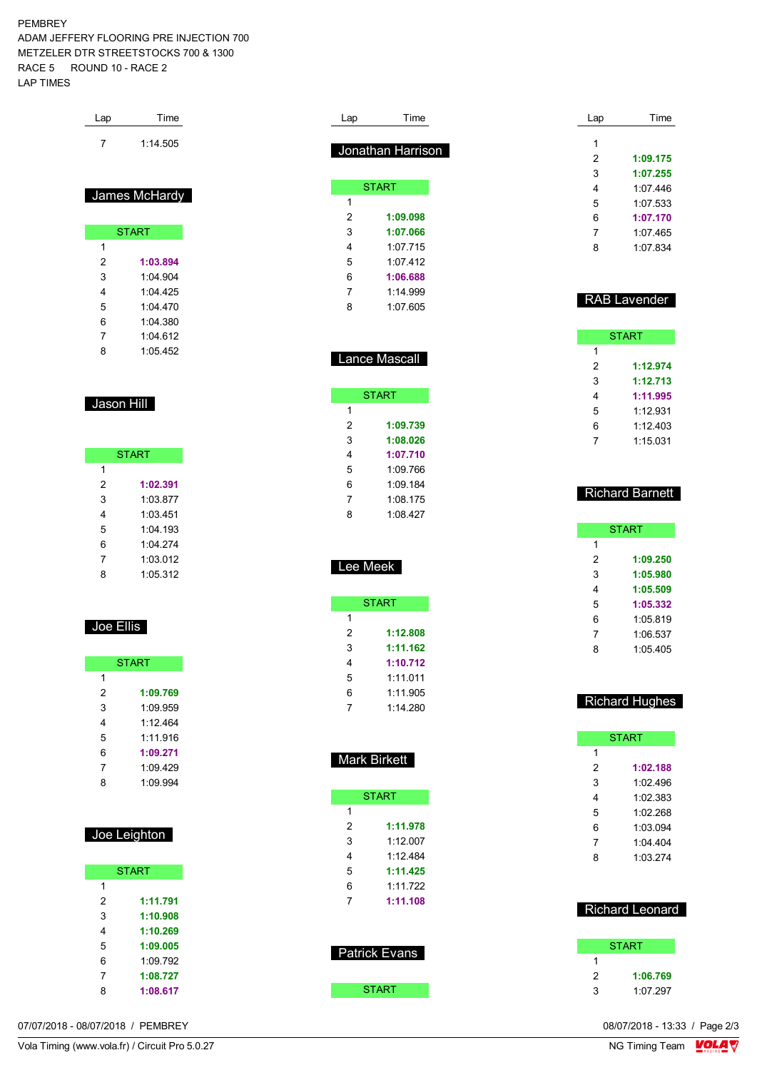PEMBREY
ADAM JEFFERY FLOORING PRE INJECTION 700
METZELER DTR STREETSTOCKS 700 & 1300
RACE 5 ROUND 10 - RACE 2
LAP TIMES

| Lap | Time |
|---|---|
| 7 | 1:14.505 |

## James McHardy

| Lap | Time |
|---|---|
| START | |
| 1 | |
| 2 | **1:03.894** |
| 3 | 1:04.904 |
| 4 | 1:04.425 |
| 5 | 1:04.470 |
| 6 | 1:04.380 |
| 7 | 1:04.612 |
| 8 | 1:05.452 |

## Jason Hill

| Lap | Time |
|---|---|
| START | |
| 1 | |
| 2 | **1:02.391** |
| 3 | 1:03.877 |
| 4 | 1:03.451 |
| 5 | 1:04.193 |
| 6 | 1:04.274 |
| 7 | 1:03.012 |
| 8 | 1:05.312 |

## Joe Ellis

| Lap | Time |
|---|---|
| START | |
| 1 | |
| 2 | **1:09.769** |
| 3 | 1:09.959 |
| 4 | 1:12.464 |
| 5 | 1:11.916 |
| 6 | **1:09.271** |
| 7 | 1:09.429 |
| 8 | 1:09.994 |

## Joe Leighton

| Lap | Time |
|---|---|
| START | |
| 1 | |
| 2 | **1:11.791** |
| 3 | **1:10.908** |
| 4 | **1:10.269** |
| 5 | **1:09.005** |
| 6 | 1:09.792 |
| 7 | **1:08.727** |
| 8 | **1:08.617** |

## Jonathan Harrison

| Lap | Time |
|---|---|
| START | |
| 1 | |
| 2 | **1:09.098** |
| 3 | **1:07.066** |
| 4 | 1:07.715 |
| 5 | 1:07.412 |
| 6 | **1:06.688** |
| 7 | 1:14.999 |
| 8 | 1:07.605 |

## Lance Mascall

| Lap | Time |
|---|---|
| START | |
| 1 | |
| 2 | **1:09.739** |
| 3 | **1:08.026** |
| 4 | **1:07.710** |
| 5 | 1:09.766 |
| 6 | 1:09.184 |
| 7 | 1:08.175 |
| 8 | 1:08.427 |

## Lee Meek

| Lap | Time |
|---|---|
| START | |
| 1 | |
| 2 | **1:12.808** |
| 3 | **1:11.162** |
| 4 | **1:10.712** |
| 5 | 1:11.011 |
| 6 | 1:11.905 |
| 7 | 1:14.280 |

## Mark Birkett

| Lap | Time |
|---|---|
| START | |
| 1 | |
| 2 | **1:11.978** |
| 3 | 1:12.007 |
| 4 | 1:12.484 |
| 5 | **1:11.425** |
| 6 | 1:11.722 |
| 7 | **1:11.108** |

## Patrick Evans

| Lap | Time |
|---|---|
| START | |
| 1 | |
| 2 | **1:09.175** |
| 3 | **1:07.255** |
| 4 | 1:07.446 |
| 5 | 1:07.533 |
| 6 | **1:07.170** |
| 7 | 1:07.465 |
| 8 | 1:07.834 |

## RAB Lavender

| Lap | Time |
|---|---|
| START | |
| 1 | |
| 2 | **1:12.974** |
| 3 | **1:12.713** |
| 4 | **1:11.995** |
| 5 | 1:12.931 |
| 6 | 1:12.403 |
| 7 | 1:15.031 |

## Richard Barnett

| Lap | Time |
|---|---|
| START | |
| 1 | |
| 2 | **1:09.250** |
| 3 | **1:05.980** |
| 4 | **1:05.509** |
| 5 | **1:05.332** |
| 6 | 1:05.819 |
| 7 | 1:06.537 |
| 8 | 1:05.405 |

## Richard Hughes

| Lap | Time |
|---|---|
| START | |
| 1 | |
| 2 | **1:02.188** |
| 3 | 1:02.496 |
| 4 | 1:02.383 |
| 5 | 1:02.268 |
| 6 | 1:03.094 |
| 7 | 1:04.404 |
| 8 | 1:03.274 |

## Richard Leonard

| Lap | Time |
|---|---|
| START | |
| 1 | |
| 2 | **1:06.769** |
| 3 | 1:07.297 |

07/07/2018 - 08/07/2018 / PEMBREY
08/07/2018 - 13:33
Vola Timing (www.vola.fr) / Circuit Pro 5.0.27
NG Timing Team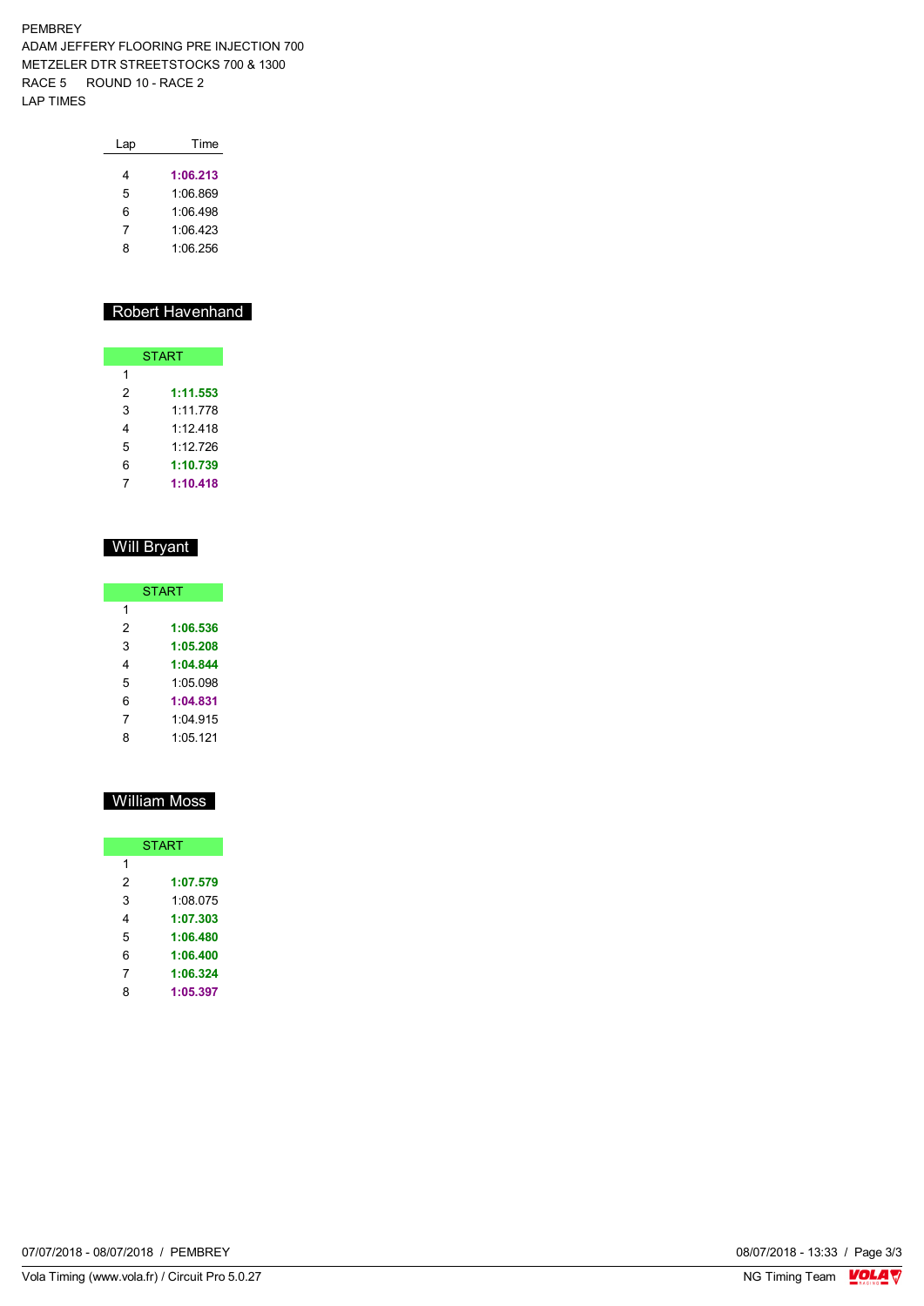PEMBREY
ADAM JEFFERY FLOORING PRE INJECTION 700
METZELER DTR STREETSTOCKS 700 & 1300
RACE 5 ROUND 10 - RACE 2
LAP TIMES

| Lap | Time |
| --- | --- |
| 4 | **1:06.213** |
| 5 | 1:06.869 |
| 6 | 1:06.498 |
| 7 | 1:06.423 |
| 8 | 1:06.256 |

## Robert Havenhand

| Lap | Time |
| --- | --- |
| START | |
| 1 | |
| 2 | **1:11.553** |
| 3 | 1:11.778 |
| 4 | 1:12.418 |
| 5 | 1:12.726 |
| 6 | **1:10.739** |
| 7 | **1:10.418** |

## Will Bryant

| Lap | Time |
| --- | --- |
| START | |
| 1 | |
| 2 | **1:06.536** |
| 3 | **1:05.208** |
| 4 | **1:04.844** |
| 5 | 1:05.098 |
| 6 | **1:04.831** |
| 7 | 1:04.915 |
| 8 | 1:05.121 |

## William Moss

| Lap | Time |
| --- | --- |
| START | |
| 1 | |
| 2 | **1:07.579** |
| 3 | 1:08.075 |
| 4 | **1:07.303** |
| 5 | **1:06.480** |
| 6 | **1:06.400** |
| 7 | **1:06.324** |
| 8 | **1:05.397** |

07/07/2018 - 08/07/2018 / PEMBREY
Vola Timing (www.vola.fr) / Circuit Pro 5.0.27
08/07/2018 - 13:33
NG Timing Team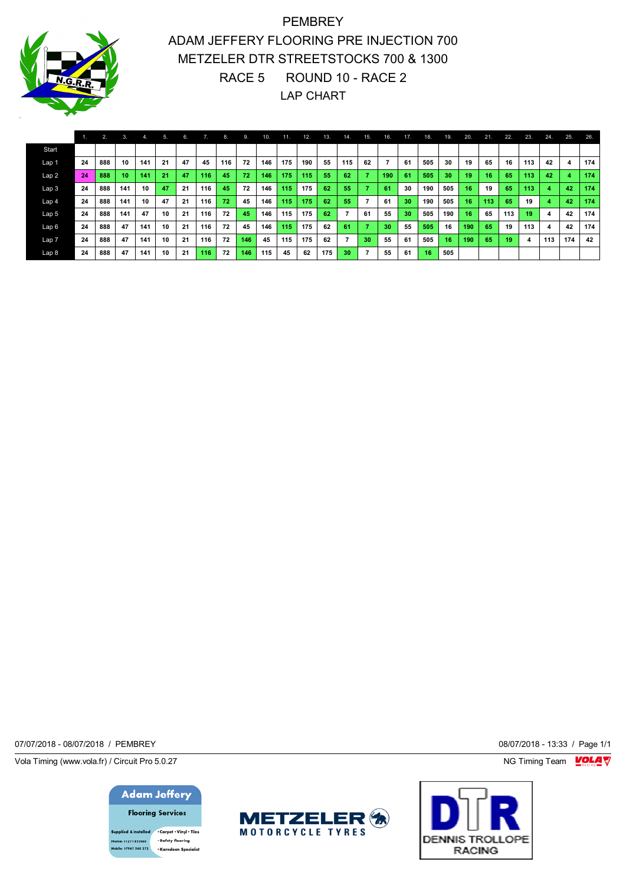# PEMBREY

## ADAM JEFFERY FLOORING PRE INJECTION 700
## METZELER DTR STREETSTOCKS 700 & 1300
## RACE 5 ROUND 10 - RACE 2
## LAP CHART

| | 1. | 2. | 3. | 4. | 5. | 6. | 7. | 8. | 9. | 10. | 11. | 12. | 13. | 14. | 15. | 16. | 17. | 18. | 19. | 20. | 21. | 22. | 23. | 24. | 25. | 26. |
|---|---|---|---|---|---|---|---|---|---|---|---|---|---|---|---|---|---|---|---|---|---|---|---|---|---|---|
| Start | | | | | | | | | | | | | | | | | | | | | | | | | | |
| Lap 1 | 24 | 888 | 10 | 141 | 21 | 47 | 45 | 116 | 72 | 146 | 175 | 190 | 55 | 115 | 62 | 7 | 61 | 505 | 30 | 19 | 65 | 16 | 113 | 42 | 4 | 174 |
| Lap 2 | 24 | 888 | 10 | 141 | 21 | 47 | 116 | 45 | 72 | 146 | 175 | 115 | 55 | 62 | 7 | 190 | 61 | 505 | 30 | 19 | 16 | 65 | 113 | 42 | 4 | 174 |
| Lap 3 | 24 | 888 | 141 | 10 | 47 | 21 | 116 | 45 | 72 | 146 | 115 | 175 | 62 | 55 | 7 | 61 | 30 | 190 | 505 | 16 | 19 | 65 | 113 | 4 | 42 | 174 |
| Lap 4 | 24 | 888 | 141 | 10 | 47 | 21 | 116 | 72 | 45 | 146 | 115 | 175 | 62 | 55 | 7 | 61 | 30 | 190 | 505 | 16 | 113 | 65 | 19 | 4 | 42 | 174 |
| Lap 5 | 24 | 888 | 141 | 47 | 10 | 21 | 116 | 72 | 45 | 146 | 115 | 175 | 62 | 7 | 61 | 55 | 30 | 505 | 190 | 16 | 65 | 113 | 19 | 4 | 42 | 174 |
| Lap 6 | 24 | 888 | 47 | 141 | 10 | 21 | 116 | 72 | 45 | 146 | 115 | 175 | 62 | 61 | 7 | 30 | 55 | 505 | 16 | 190 | 65 | 19 | 113 | 4 | 42 | 174 |
| Lap 7 | 24 | 888 | 47 | 141 | 10 | 21 | 116 | 72 | 146 | 45 | 115 | 175 | 62 | 7 | 30 | 55 | 61 | 505 | 16 | 190 | 65 | 19 | 4 | 113 | 174 | 42 |
| Lap 8 | 24 | 888 | 47 | 141 | 10 | 21 | 116 | 72 | 146 | 115 | 45 | 62 | 175 | 30 | 7 | 55 | 61 | 16 | 505 | | | | | | | |

07/07/2018 - 08/07/2018 / PEMBREY

08/07/2018 - 13:33

Vola Timing (www.vola.fr) / Circuit Pro 5.0.27

NG Timing Team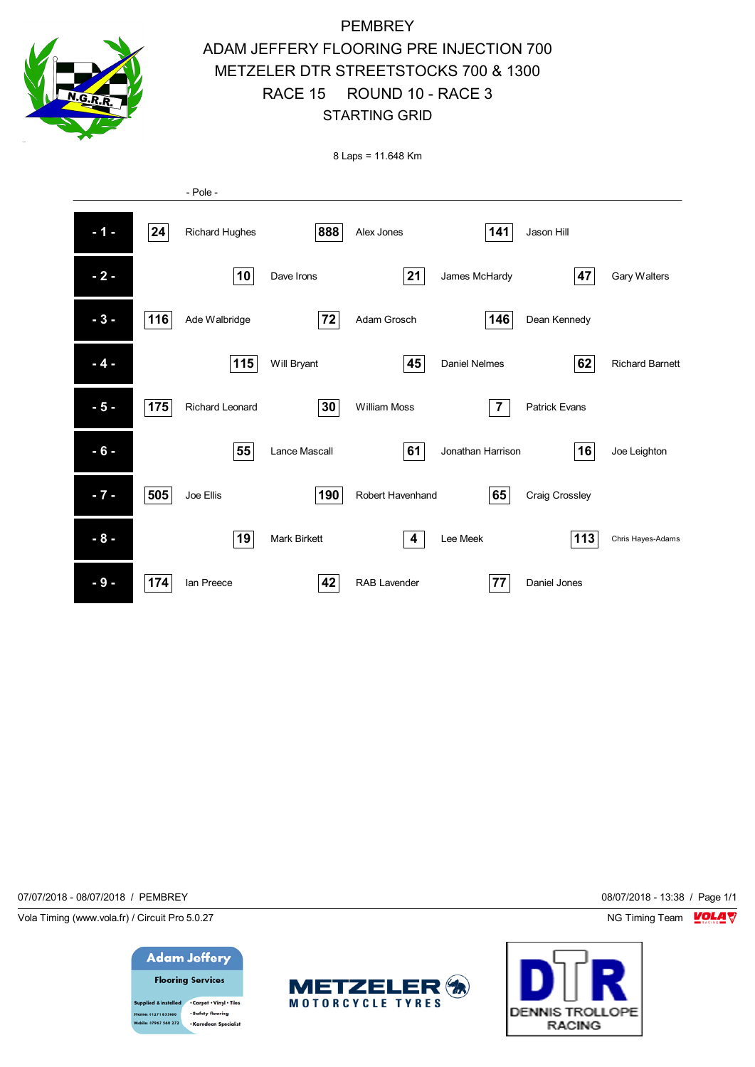# PEMBREY

## ADAM JEFFERY FLOORING PRE INJECTION 700
## METZELER DTR STREETSTOCKS 700 & 1300
## RACE 15 ROUND 10 - RACE 3
## STARTING GRID

8 Laps = 11.648 Km

- Pole -

| Row | No. | Driver | No. | Driver | No. | Driver |
|---|---|---|---|---|---|---|
| - 1 - | 24 | Richard Hughes | 888 | Alex Jones | 141 | Jason Hill |
| - 2 - | 10 | Dave Irons | 21 | James McHardy | 47 | Gary Walters |
| - 3 - | 116 | Ade Walbridge | 72 | Adam Grosch | 146 | Dean Kennedy |
| - 4 - | 115 | Will Bryant | 45 | Daniel Nelmes | 62 | Richard Barnett |
| - 5 - | 175 | Richard Leonard | 30 | William Moss | 7 | Patrick Evans |
| - 6 - | 55 | Lance Mascall | 61 | Jonathan Harrison | 16 | Joe Leighton |
| - 7 - | 505 | Joe Ellis | 190 | Robert Havenhand | 65 | Craig Crossley |
| - 8 - | 19 | Mark Birkett | 4 | Lee Meek | 113 | Chris Hayes-Adams |
| - 9 - | 174 | Ian Preece | 42 | RAB Lavender | 77 | Daniel Jones |

07/07/2018 - 08/07/2018 / PEMBREY

08/07/2018 - 13:38

Vola Timing (www.vola.fr) / Circuit Pro 5.0.27

NG Timing Team